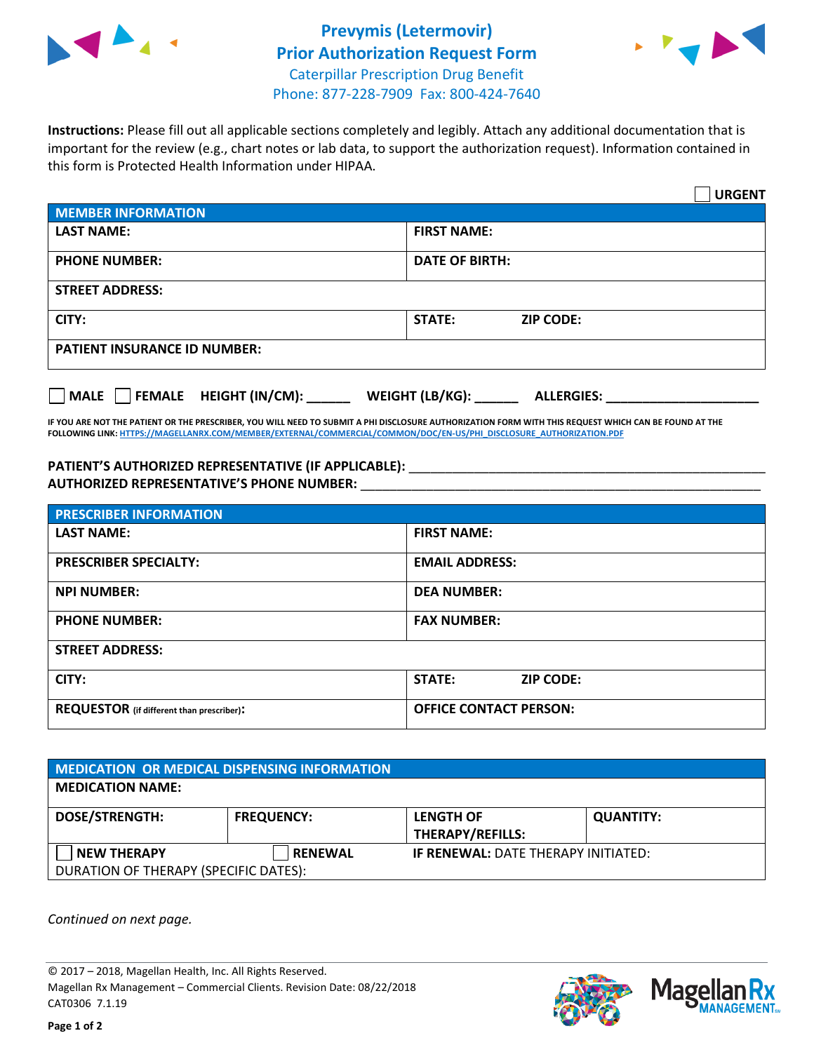# Prevymis (Letermovir) Prior Authorization Request Form

Caterpillar Prescription Drug Benefit
Phone: 877-228-7909 Fax: 800-424-7640

**Instructions:** Please fill out all applicable sections completely and legibly. Attach any additional documentation that is important for the review (e.g., chart notes or lab data, to support the authorization request). Information contained in this form is Protected Health Information under HIPAA.

☐ **URGENT**

| MEMBER INFORMATION | |
|---|---|
| **LAST NAME:** | **FIRST NAME:** |
| **PHONE NUMBER:** | **DATE OF BIRTH:** |
| **STREET ADDRESS:** | |
| **CITY:** | **STATE:** **ZIP CODE:** |
| **PATIENT INSURANCE ID NUMBER:** | |

☐ **MALE** ☐ **FEMALE** **HEIGHT (IN/CM):** ______ **WEIGHT (LB/KG):** ______ **ALLERGIES:** ____________________

**IF YOU ARE NOT THE PATIENT OR THE PRESCRIBER, YOU WILL NEED TO SUBMIT A PHI DISCLOSURE AUTHORIZATION FORM WITH THIS REQUEST WHICH CAN BE FOUND AT THE FOLLOWING LINK: HTTPS://MAGELLANRX.COM/MEMBER/EXTERNAL/COMMERCIAL/COMMON/DOC/EN-US/PHI_DISCLOSURE_AUTHORIZATION.PDF**

**PATIENT'S AUTHORIZED REPRESENTATIVE (IF APPLICABLE):** ____________________________________________

**AUTHORIZED REPRESENTATIVE'S PHONE NUMBER:** ____________________________________________

| PRESCRIBER INFORMATION | |
|---|---|
| **LAST NAME:** | **FIRST NAME:** |
| **PRESCRIBER SPECIALTY:** | **EMAIL ADDRESS:** |
| **NPI NUMBER:** | **DEA NUMBER:** |
| **PHONE NUMBER:** | **FAX NUMBER:** |
| **STREET ADDRESS:** | |
| **CITY:** | **STATE:** **ZIP CODE:** |
| **REQUESTOR** (if different than prescriber)**:** | **OFFICE CONTACT PERSON:** |

| MEDICATION OR MEDICAL DISPENSING INFORMATION | | | |
|---|---|---|---|
| **MEDICATION NAME:** | | | |
| **DOSE/STRENGTH:** | **FREQUENCY:** | **LENGTH OF THERAPY/REFILLS:** | **QUANTITY:** |
| ☐ **NEW THERAPY** | ☐ **RENEWAL** | **IF RENEWAL:** DATE THERAPY INITIATED: | |
| DURATION OF THERAPY (SPECIFIC DATES): | | | |

*Continued on next page.*

© 2017 – 2018, Magellan Health, Inc. All Rights Reserved.
Magellan Rx Management – Commercial Clients. Revision Date: 08/22/2018
CAT0306 7.1.19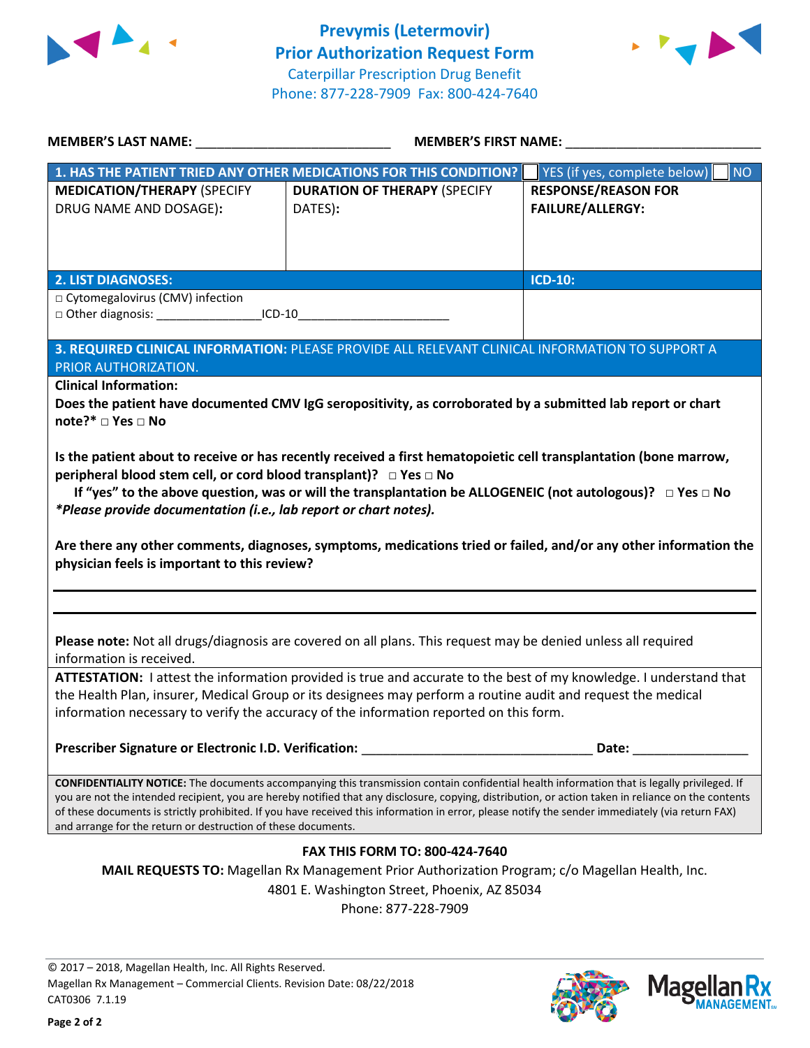# Prevymis (Letermovir) Prior Authorization Request Form

Caterpillar Prescription Drug Benefit
Phone: 877-228-7909 Fax: 800-424-7640

**MEMBER'S LAST NAME:** ___________________________ **MEMBER'S FIRST NAME:** ___________________________

| **1. HAS THE PATIENT TRIED ANY OTHER MEDICATIONS FOR THIS CONDITION?** | | ☐ YES (if yes, complete below) ☐ NO |
|---|---|---|
| **MEDICATION/THERAPY** (SPECIFY DRUG NAME AND DOSAGE): | **DURATION OF THERAPY** (SPECIFY DATES): | **RESPONSE/REASON FOR FAILURE/ALLERGY:** |
| | | |

| **2. LIST DIAGNOSES:** | **ICD-10:** |
|---|---|
| □ Cytomegalovirus (CMV) infection<br>□ Other diagnosis: _______________ICD-10______________________ | |

**3. REQUIRED CLINICAL INFORMATION:** PLEASE PROVIDE ALL RELEVANT CLINICAL INFORMATION TO SUPPORT A PRIOR AUTHORIZATION.

**Clinical Information:**

**Does the patient have documented CMV IgG seropositivity, as corroborated by a submitted lab report or chart note?* □ Yes □ No**

**Is the patient about to receive or has recently received a first hematopoietic cell transplantation (bone marrow, peripheral blood stem cell, or cord blood transplant)? □ Yes □ No**

**If "yes" to the above question, was or will the transplantation be ALLOGENEIC (not autologous)? □ Yes □ No**

***Please provide documentation (i.e., lab report or chart notes).***

**Are there any other comments, diagnoses, symptoms, medications tried or failed, and/or any other information the physician feels is important to this review?**

_______________________________________________________________

_______________________________________________________________

**Please note:** Not all drugs/diagnosis are covered on all plans. This request may be denied unless all required information is received.

**ATTESTATION:** I attest the information provided is true and accurate to the best of my knowledge. I understand that the Health Plan, insurer, Medical Group or its designees may perform a routine audit and request the medical information necessary to verify the accuracy of the information reported on this form.

**Prescriber Signature or Electronic I.D. Verification:** _________________________________ **Date:** ________________

**CONFIDENTIALITY NOTICE:** The documents accompanying this transmission contain confidential health information that is legally privileged. If you are not the intended recipient, you are hereby notified that any disclosure, copying, distribution, or action taken in reliance on the contents of these documents is strictly prohibited. If you have received this information in error, please notify the sender immediately (via return FAX) and arrange for the return or destruction of these documents.

**FAX THIS FORM TO: 800-424-7640**

**MAIL REQUESTS TO:** Magellan Rx Management Prior Authorization Program; c/o Magellan Health, Inc.
4801 E. Washington Street, Phoenix, AZ 85034
Phone: 877-228-7909

© 2017 – 2018, Magellan Health, Inc. All Rights Reserved.
Magellan Rx Management – Commercial Clients. Revision Date: 08/22/2018
CAT0306 7.1.19